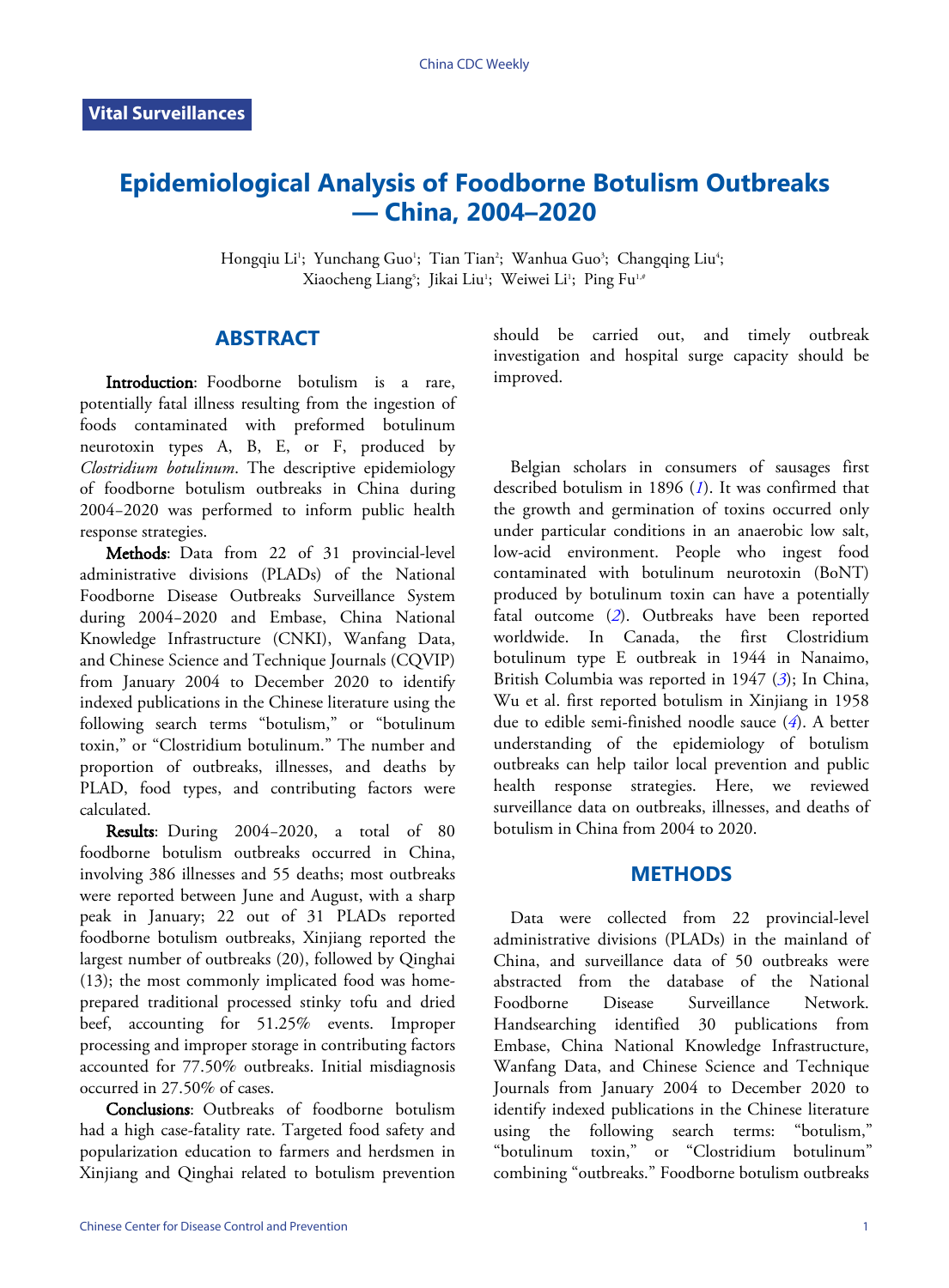Vital Surveillances

# Epidemiological Analysis of Foodborne Botulism Outbreaks — China, 2004–2020

Hongqiu Li[1]; Yunchang Guo[1]; Tian Tian[2]; Wanhua Guo[3]; Changqing Liu[4]; Xiaocheng Liang[5]; Jikai Liu[1]; Weiwei Li[1]; Ping Fu[1,#]

## ABSTRACT

**Introduction**: Foodborne botulism is a rare, potentially fatal illness resulting from the ingestion of foods contaminated with preformed botulinum neurotoxin types A, B, E, or F, produced by *Clostridium botulinum*. The descriptive epidemiology of foodborne botulism outbreaks in China during 2004–2020 was performed to inform public health response strategies.

**Methods**: Data from 22 of 31 provincial-level administrative divisions (PLADs) of the National Foodborne Disease Outbreaks Surveillance System during 2004–2020 and Embase, China National Knowledge Infrastructure (CNKI), Wanfang Data, and Chinese Science and Technique Journals (CQVIP) from January 2004 to December 2020 to identify indexed publications in the Chinese literature using the following search terms "botulism," or "botulinum toxin," or "Clostridium botulinum." The number and proportion of outbreaks, illnesses, and deaths by PLAD, food types, and contributing factors were calculated.

**Results**: During 2004–2020, a total of 80 foodborne botulism outbreaks occurred in China, involving 386 illnesses and 55 deaths; most outbreaks were reported between June and August, with a sharp peak in January; 22 out of 31 PLADs reported foodborne botulism outbreaks, Xinjiang reported the largest number of outbreaks (20), followed by Qinghai (13); the most commonly implicated food was home-prepared traditional processed stinky tofu and dried beef, accounting for 51.25% events. Improper processing and improper storage in contributing factors accounted for 77.50% outbreaks. Initial misdiagnosis occurred in 27.50% of cases.

**Conclusions**: Outbreaks of foodborne botulism had a high case-fatality rate. Targeted food safety and popularization education to farmers and herdsmen in Xinjiang and Qinghai related to botulism prevention should be carried out, and timely outbreak investigation and hospital surge capacity should be improved.

Belgian scholars in consumers of sausages first described botulism in 1896 (*1*). It was confirmed that the growth and germination of toxins occurred only under particular conditions in an anaerobic low salt, low-acid environment. People who ingest food contaminated with botulinum neurotoxin (BoNT) produced by botulinum toxin can have a potentially fatal outcome (*2*). Outbreaks have been reported worldwide. In Canada, the first Clostridium botulinum type E outbreak in 1944 in Nanaimo, British Columbia was reported in 1947 (*3*); In China, Wu et al. first reported botulism in Xinjiang in 1958 due to edible semi-finished noodle sauce (*4*). A better understanding of the epidemiology of botulism outbreaks can help tailor local prevention and public health response strategies. Here, we reviewed surveillance data on outbreaks, illnesses, and deaths of botulism in China from 2004 to 2020.

## METHODS

Data were collected from 22 provincial-level administrative divisions (PLADs) in the mainland of China, and surveillance data of 50 outbreaks were abstracted from the database of the National Foodborne Disease Surveillance Network. Handsearching identified 30 publications from Embase, China National Knowledge Infrastructure, Wanfang Data, and Chinese Science and Technique Journals from January 2004 to December 2020 to identify indexed publications in the Chinese literature using the following search terms: "botulism," "botulinum toxin," or "Clostridium botulinum" combining "outbreaks." Foodborne botulism outbreaks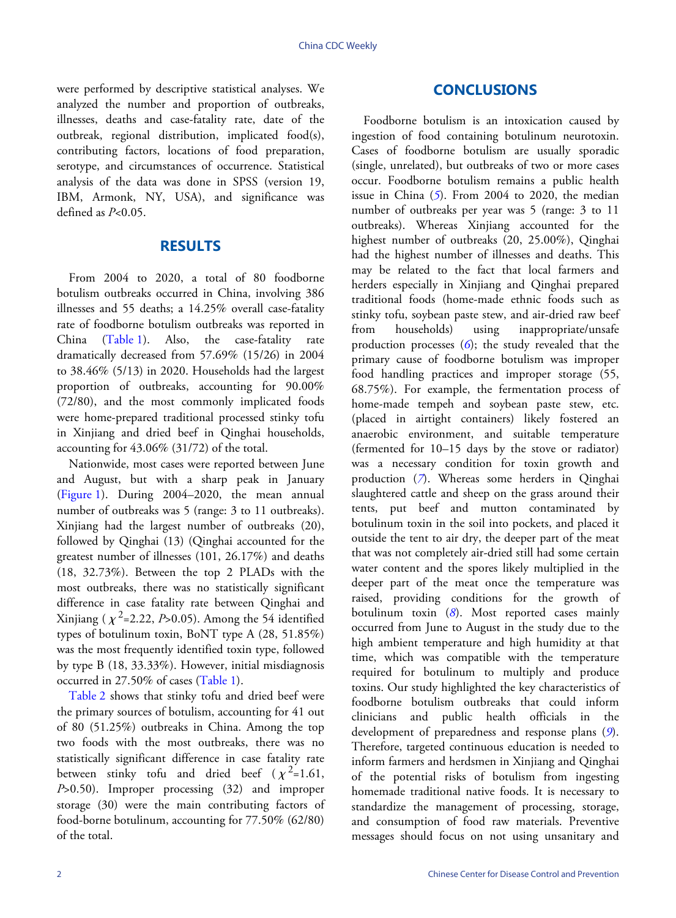were performed by descriptive statistical analyses. We analyzed the number and proportion of outbreaks, illnesses, deaths and case-fatality rate, date of the outbreak, regional distribution, implicated food(s), contributing factors, locations of food preparation, serotype, and circumstances of occurrence. Statistical analysis of the data was done in SPSS (version 19, IBM, Armonk, NY, USA), and significance was defined as $P<0.05$.

## RESULTS

From 2004 to 2020, a total of 80 foodborne botulism outbreaks occurred in China, involving 386 illnesses and 55 deaths; a 14.25% overall case-fatality rate of foodborne botulism outbreaks was reported in China (Table 1). Also, the case-fatality rate dramatically decreased from 57.69% (15/26) in 2004 to 38.46% (5/13) in 2020. Households had the largest proportion of outbreaks, accounting for 90.00% (72/80), and the most commonly implicated foods were home-prepared traditional processed stinky tofu in Xinjiang and dried beef in Qinghai households, accounting for 43.06% (31/72) of the total.

Nationwide, most cases were reported between June and August, but with a sharp peak in January (Figure 1). During 2004–2020, the mean annual number of outbreaks was 5 (range: 3 to 11 outbreaks). Xinjiang had the largest number of outbreaks (20), followed by Qinghai (13) (Qinghai accounted for the greatest number of illnesses (101, 26.17%) and deaths (18, 32.73%). Between the top 2 PLADs with the most outbreaks, there was no statistically significant difference in case fatality rate between Qinghai and Xinjiang ($\chi^2$=2.22, $P$>0.05). Among the 54 identified types of botulinum toxin, BoNT type A (28, 51.85%) was the most frequently identified toxin type, followed by type B (18, 33.33%). However, initial misdiagnosis occurred in 27.50% of cases (Table 1).

Table 2 shows that stinky tofu and dried beef were the primary sources of botulism, accounting for 41 out of 80 (51.25%) outbreaks in China. Among the top two foods with the most outbreaks, there was no statistically significant difference in case fatality rate between stinky tofu and dried beef ($\chi^2$=1.61, $P$>0.50). Improper processing (32) and improper storage (30) were the main contributing factors of food-borne botulinum, accounting for 77.50% (62/80) of the total.

## CONCLUSIONS

Foodborne botulism is an intoxication caused by ingestion of food containing botulinum neurotoxin. Cases of foodborne botulism are usually sporadic (single, unrelated), but outbreaks of two or more cases occur. Foodborne botulism remains a public health issue in China (*5*). From 2004 to 2020, the median number of outbreaks per year was 5 (range: 3 to 11 outbreaks). Whereas Xinjiang accounted for the highest number of outbreaks (20, 25.00%), Qinghai had the highest number of illnesses and deaths. This may be related to the fact that local farmers and herders especially in Xinjiang and Qinghai prepared traditional foods (home-made ethnic foods such as stinky tofu, soybean paste stew, and air-dried raw beef from households) using inappropriate/unsafe production processes (*6*); the study revealed that the primary cause of foodborne botulism was improper food handling practices and improper storage (55, 68.75%). For example, the fermentation process of home-made tempeh and soybean paste stew, etc. (placed in airtight containers) likely fostered an anaerobic environment, and suitable temperature (fermented for 10–15 days by the stove or radiator) was a necessary condition for toxin growth and production (*7*). Whereas some herders in Qinghai slaughtered cattle and sheep on the grass around their tents, put beef and mutton contaminated by botulinum toxin in the soil into pockets, and placed it outside the tent to air dry, the deeper part of the meat that was not completely air-dried still had some certain water content and the spores likely multiplied in the deeper part of the meat once the temperature was raised, providing conditions for the growth of botulinum toxin (*8*). Most reported cases mainly occurred from June to August in the study due to the high ambient temperature and high humidity at that time, which was compatible with the temperature required for botulinum to multiply and produce toxins. Our study highlighted the key characteristics of foodborne botulism outbreaks that could inform clinicians and public health officials in the development of preparedness and response plans (*9*). Therefore, targeted continuous education is needed to inform farmers and herdsmen in Xinjiang and Qinghai of the potential risks of botulism from ingesting homemade traditional native foods. It is necessary to standardize the management of processing, storage, and consumption of food raw materials. Preventive messages should focus on not using unsanitary and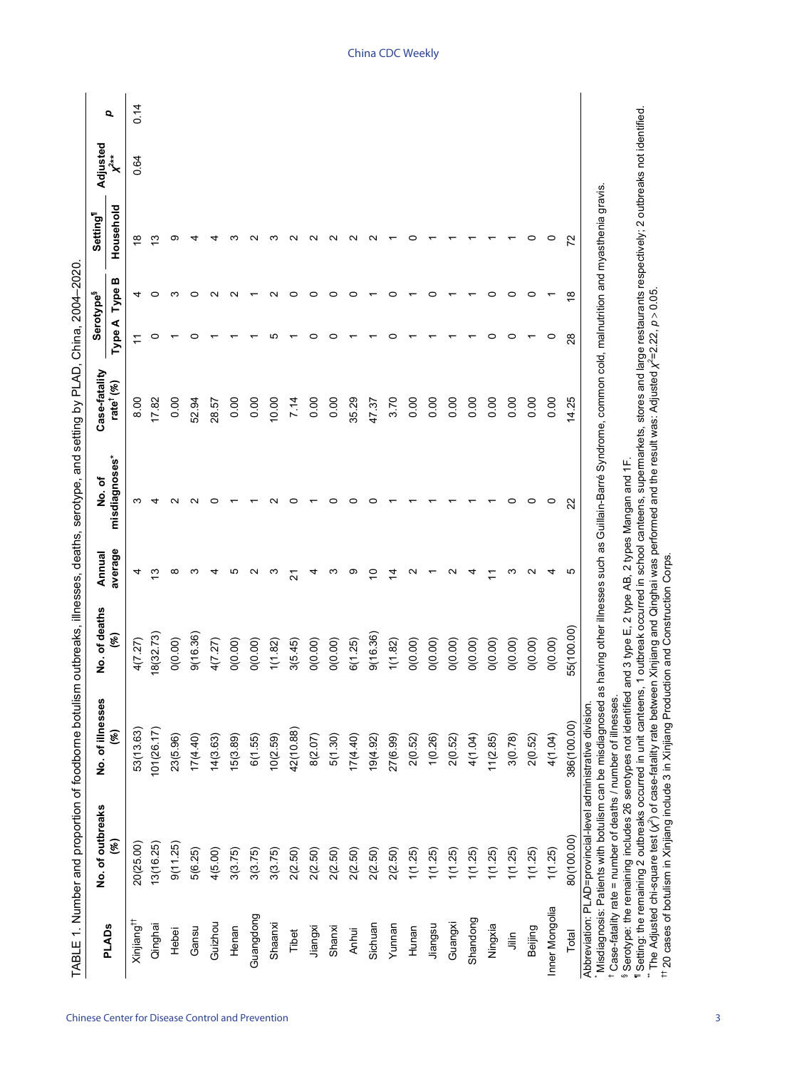TABLE 1. Number and proportion of foodborne botulism outbreaks, illnesses, deaths, serotype, and setting by PLAD, China, 2004–2020.

| PLADs | No. of outbreaks (%) | No. of illnesses (%) | No. of deaths (%) | Annual average | No. of misdiagnoses* | Case-fatality rate† (%) | Serotype§ | | Setting¶ | Adjusted $\chi^{2}$** | *p* |
|---|---|---|---|---|---|---|---|---|---|---|---|
| | | | | | | | Type A | Type B | Household | | |
| Xinjiang†† | 20(25.00) | 53(13.63) | 4(7.27) | 4 | 3 | 8.00 | 11 | 4 | 18 | 0.64 | 0.14 |
| Qinghai | 13(16.25) | 101(26.17) | 18(32.73) | 13 | 4 | 17.82 | 0 | 0 | 13 | | |
| Hebei | 9(11.25) | 23(5.96) | 0(0.00) | 8 | 2 | 0.00 | 1 | 3 | 9 | | |
| Gansu | 5(6.25) | 17(4.40) | 9(16.36) | 3 | 2 | 52.94 | 0 | 0 | 4 | | |
| Guizhou | 4(5.00) | 14(3.63) | 4(7.27) | 4 | 0 | 28.57 | 1 | 2 | 4 | | |
| Henan | 3(3.75) | 15(3.89) | 0(0.00) | 5 | 1 | 0.00 | 1 | 2 | 3 | | |
| Guangdong | 3(3.75) | 6(1.55) | 0(0.00) | 2 | 1 | 0.00 | 1 | 1 | 2 | | |
| Shaanxi | 3(3.75) | 10(2.59) | 1(1.82) | 3 | 2 | 10.00 | 5 | 2 | 3 | | |
| Tibet | 2(2.50) | 42(10.88) | 3(5.45) | 21 | 0 | 7.14 | 1 | 0 | 2 | | |
| Jiangxi | 2(2.50) | 8(2.07) | 0(0.00) | 4 | 1 | 0.00 | 0 | 0 | 2 | | |
| Shanxi | 2(2.50) | 5(1.30) | 0(0.00) | 3 | 0 | 0.00 | 0 | 0 | 2 | | |
| Anhui | 2(2.50) | 17(4.40) | 6(1.25) | 9 | 0 | 35.29 | 1 | 0 | 2 | | |
| Sichuan | 2(2.50) | 19(4.92) | 9(16.36) | 10 | 0 | 47.37 | 1 | 1 | 2 | | |
| Yunnan | 2(2.50) | 27(6.99) | 1(1.82) | 14 | 1 | 3.70 | 0 | 0 | 1 | | |
| Hunan | 1(1.25) | 2(0.52) | 0(0.00) | 2 | 1 | 0.00 | 1 | 1 | 0 | | |
| Jiangsu | 1(1.25) | 1(0.26) | 0(0.00) | 1 | 1 | 0.00 | 1 | 0 | 1 | | |
| Guangxi | 1(1.25) | 2(0.52) | 0(0.00) | 2 | 1 | 0.00 | 1 | 1 | 1 | | |
| Shandong | 1(1.25) | 4(1.04) | 0(0.00) | 4 | 1 | 0.00 | 1 | 1 | 1 | | |
| Ningxia | 1(1.25) | 11(2.85) | 0(0.00) | 11 | 1 | 0.00 | 0 | 0 | 1 | | |
| Jilin | 1(1.25) | 3(0.78) | 0(0.00) | 3 | 0 | 0.00 | 0 | 0 | 1 | | |
| Beijing | 1(1.25) | 2(0.52) | 0(0.00) | 2 | 0 | 0.00 | 1 | 0 | 0 | | |
| Inner Mongolia | 1(1.25) | 4(1.04) | 0(0.00) | 4 | 0 | 0.00 | 0 | 1 | 0 | | |
| Total | 80(100.00) | 386(100.00) | 55(100.00) | 5 | 22 | 14.25 | 28 | 18 | 72 | | |

Abbreviation: PLAD=provincial-level administrative division.

\* Misdiagnosis: Patients with botulism can be misdiagnosed as having other illnesses such as Guillain-Barré Syndrome, common cold, malnutrition and myasthenia gravis.

† Case-fatality rate = number of deaths / number of illnesses.

§ Serotype: the remaining includes 26 serotypes not identified and 3 type E, 2 type AB, 2 types Mangan and 1F.

¶ Setting: the remaining 2 outbreaks occurred in unit canteens, 1 outbreak occurred in school canteens, supermarkets, stores and large restaurants respectively; 2 outbreaks not identified.

** The Adjusted chi-square test ($\chi^2$) of case-fatality rate between Xinjiang and Qinghai was performed and the result was: Adjusted $\chi^2$=2.22, $p > 0.05$.

†† 20 cases of botulism in Xinjiang include 3 in Xinjiang Production and Construction Corps.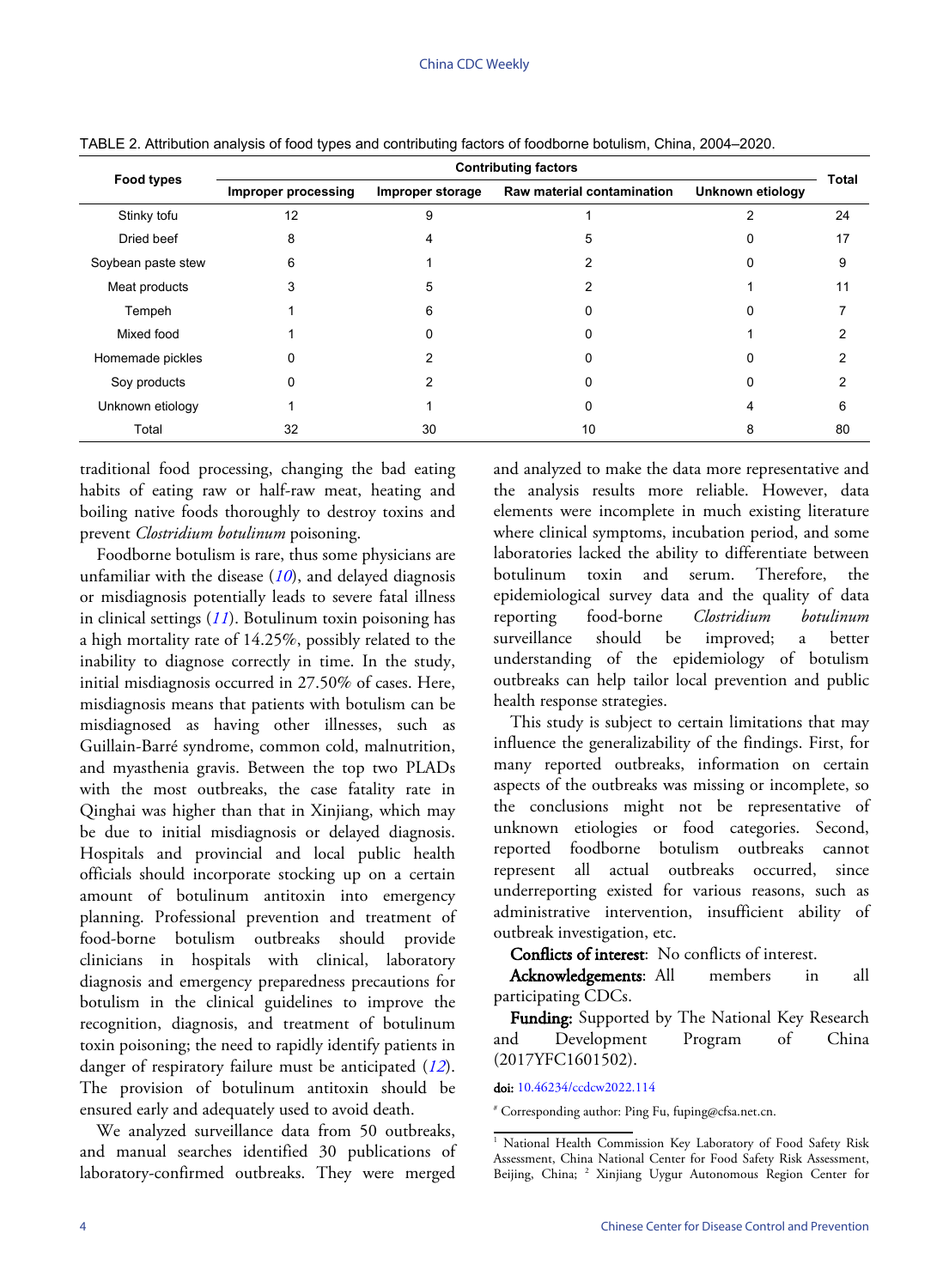TABLE 2. Attribution analysis of food types and contributing factors of foodborne botulism, China, 2004–2020.

| Food types | Contributing factors | | | | Total |
|---|---|---|---|---|---|
| | Improper processing | Improper storage | Raw material contamination | Unknown etiology | |
| Stinky tofu | 12 | 9 | 1 | 2 | 24 |
| Dried beef | 8 | 4 | 5 | 0 | 17 |
| Soybean paste stew | 6 | 1 | 2 | 0 | 9 |
| Meat products | 3 | 5 | 2 | 1 | 11 |
| Tempeh | 1 | 6 | 0 | 0 | 7 |
| Mixed food | 1 | 0 | 0 | 1 | 2 |
| Homemade pickles | 0 | 2 | 0 | 0 | 2 |
| Soy products | 0 | 2 | 0 | 0 | 2 |
| Unknown etiology | 1 | 1 | 0 | 4 | 6 |
| Total | 32 | 30 | 10 | 8 | 80 |

traditional food processing, changing the bad eating habits of eating raw or half-raw meat, heating and boiling native foods thoroughly to destroy toxins and prevent *Clostridium botulinum* poisoning.

Foodborne botulism is rare, thus some physicians are unfamiliar with the disease (*10*), and delayed diagnosis or misdiagnosis potentially leads to severe fatal illness in clinical settings (*11*). Botulinum toxin poisoning has a high mortality rate of 14.25%, possibly related to the inability to diagnose correctly in time. In the study, initial misdiagnosis occurred in 27.50% of cases. Here, misdiagnosis means that patients with botulism can be misdiagnosed as having other illnesses, such as Guillain-Barré syndrome, common cold, malnutrition, and myasthenia gravis. Between the top two PLADs with the most outbreaks, the case fatality rate in Qinghai was higher than that in Xinjiang, which may be due to initial misdiagnosis or delayed diagnosis. Hospitals and provincial and local public health officials should incorporate stocking up on a certain amount of botulinum antitoxin into emergency planning. Professional prevention and treatment of food-borne botulism outbreaks should provide clinicians in hospitals with clinical, laboratory diagnosis and emergency preparedness precautions for botulism in the clinical guidelines to improve the recognition, diagnosis, and treatment of botulinum toxin poisoning; the need to rapidly identify patients in danger of respiratory failure must be anticipated (*12*). The provision of botulinum antitoxin should be ensured early and adequately used to avoid death.

We analyzed surveillance data from 50 outbreaks, and manual searches identified 30 publications of laboratory-confirmed outbreaks. They were merged and analyzed to make the data more representative and the analysis results more reliable. However, data elements were incomplete in much existing literature where clinical symptoms, incubation period, and some laboratories lacked the ability to differentiate between botulinum toxin and serum. Therefore, the epidemiological survey data and the quality of data reporting food-borne *Clostridium botulinum* surveillance should be improved; a better understanding of the epidemiology of botulism outbreaks can help tailor local prevention and public health response strategies.

This study is subject to certain limitations that may influence the generalizability of the findings. First, for many reported outbreaks, information on certain aspects of the outbreaks was missing or incomplete, so the conclusions might not be representative of unknown etiologies or food categories. Second, reported foodborne botulism outbreaks cannot represent all actual outbreaks occurred, since underreporting existed for various reasons, such as administrative intervention, insufficient ability of outbreak investigation, etc.

**Conflicts of interest**: No conflicts of interest.

**Acknowledgements**: All members in all participating CDCs.

**Funding:** Supported by The National Key Research and Development Program of China (2017YFC1601502).

**doi:** 10.46234/ccdcw2022.114

[#] Corresponding author: Ping Fu, fuping@cfsa.net.cn.

[1] National Health Commission Key Laboratory of Food Safety Risk Assessment, China National Center for Food Safety Risk Assessment, Beijing, China; [2] Xinjiang Uygur Autonomous Region Center for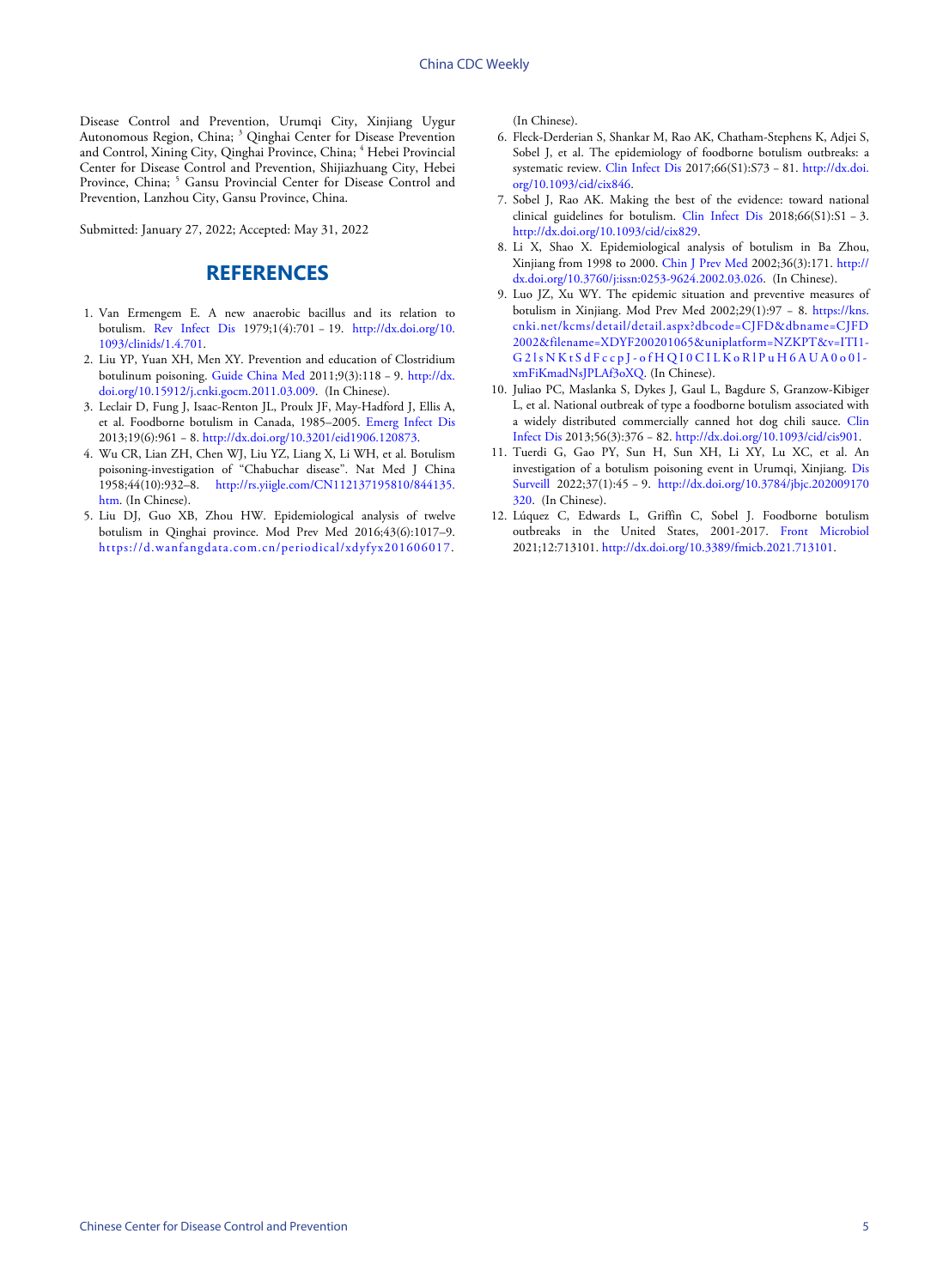Disease Control and Prevention, Urumqi City, Xinjiang Uygur Autonomous Region, China; [3] Qinghai Center for Disease Prevention and Control, Xining City, Qinghai Province, China; [4] Hebei Provincial Center for Disease Control and Prevention, Shijiazhuang City, Hebei Province, China; [5] Gansu Provincial Center for Disease Control and Prevention, Lanzhou City, Gansu Province, China.

Submitted: January 27, 2022; Accepted: May 31, 2022

## REFERENCES

1. Van Ermengem E. A new anaerobic bacillus and its relation to botulism. Rev Infect Dis 1979;1(4):701 – 19. http://dx.doi.org/10.1093/clinids/1.4.701.
2. Liu YP, Yuan XH, Men XY. Prevention and education of Clostridium botulinum poisoning. Guide China Med 2011;9(3):118 – 9. http://dx.doi.org/10.15912/j.cnki.gocm.2011.03.009. (In Chinese).
3. Leclair D, Fung J, Isaac-Renton JL, Proulx JF, May-Hadford J, Ellis A, et al. Foodborne botulism in Canada, 1985–2005. Emerg Infect Dis 2013;19(6):961 – 8. http://dx.doi.org/10.3201/eid1906.120873.
4. Wu CR, Lian ZH, Chen WJ, Liu YZ, Liang X, Li WH, et al. Botulism poisoning-investigation of "Chabuchar disease". Nat Med J China 1958;44(10):932–8. http://rs.yiigle.com/CN112137195810/844135.htm. (In Chinese).
5. Liu DJ, Guo XB, Zhou HW. Epidemiological analysis of twelve botulism in Qinghai province. Mod Prev Med 2016;43(6):1017–9. https://d.wanfangdata.com.cn/periodical/xdyfyx201606017. (In Chinese).
6. Fleck-Derderian S, Shankar M, Rao AK, Chatham-Stephens K, Adjei S, Sobel J, et al. The epidemiology of foodborne botulism outbreaks: a systematic review. Clin Infect Dis 2017;66(S1):S73 – 81. http://dx.doi.org/10.1093/cid/cix846.
7. Sobel J, Rao AK. Making the best of the evidence: toward national clinical guidelines for botulism. Clin Infect Dis 2018;66(S1):S1 – 3. http://dx.doi.org/10.1093/cid/cix829.
8. Li X, Shao X. Epidemiological analysis of botulism in Ba Zhou, Xinjiang from 1998 to 2000. Chin J Prev Med 2002;36(3):171. http://dx.doi.org/10.3760/j:issn:0253-9624.2002.03.026. (In Chinese).
9. Luo JZ, Xu WY. The epidemic situation and preventive measures of botulism in Xinjiang. Mod Prev Med 2002;29(1):97 – 8. https://kns.cnki.net/kcms/detail/detail.aspx?dbcode=CJFD&dbname=CJFD2002&filename=XDYF200201065&uniplatform=NZKPT&v=ITI1-G2lsNKtSdFccpJ-ofHQI0CILKoRlPuH6AUA0o01-xmFiKmadNsJPLAf3oXQ. (In Chinese).
10. Juliao PC, Maslanka S, Dykes J, Gaul L, Bagdure S, Granzow-Kibiger L, et al. National outbreak of type a foodborne botulism associated with a widely distributed commercially canned hot dog chili sauce. Clin Infect Dis 2013;56(3):376 – 82. http://dx.doi.org/10.1093/cid/cis901.
11. Tuerdi G, Gao PY, Sun H, Sun XH, Li XY, Lu XC, et al. An investigation of a botulism poisoning event in Urumqi, Xinjiang. Dis Surveill 2022;37(1):45 – 9. http://dx.doi.org/10.3784/jbjc.202009170320. (In Chinese).
12. Lúquez C, Edwards L, Griffin C, Sobel J. Foodborne botulism outbreaks in the United States, 2001-2017. Front Microbiol 2021;12:713101. http://dx.doi.org/10.3389/fmicb.2021.713101.